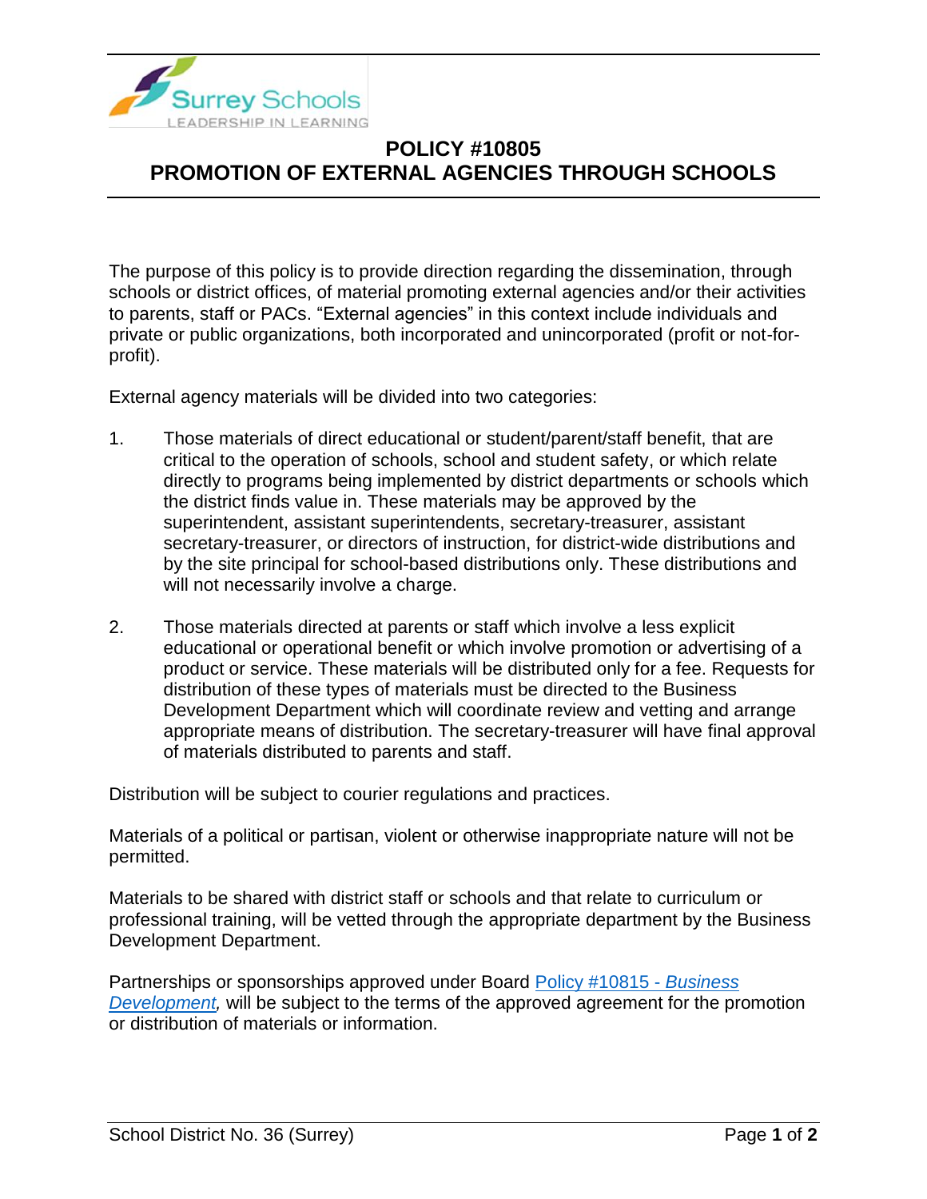# POLICY #10805
# PROMOTION OF EXTERNAL AGENCIES THROUGH SCHOOLS

The purpose of this policy is to provide direction regarding the dissemination, through schools or district offices, of material promoting external agencies and/or their activities to parents, staff or PACs. "External agencies" in this context include individuals and private or public organizations, both incorporated and unincorporated (profit or not-for-profit).

External agency materials will be divided into two categories:

1. Those materials of direct educational or student/parent/staff benefit, that are critical to the operation of schools, school and student safety, or which relate directly to programs being implemented by district departments or schools which the district finds value in. These materials may be approved by the superintendent, assistant superintendents, secretary-treasurer, assistant secretary-treasurer, or directors of instruction, for district-wide distributions and by the site principal for school-based distributions only. These distributions and will not necessarily involve a charge.

2. Those materials directed at parents or staff which involve a less explicit educational or operational benefit or which involve promotion or advertising of a product or service. These materials will be distributed only for a fee. Requests for distribution of these types of materials must be directed to the Business Development Department which will coordinate review and vetting and arrange appropriate means of distribution. The secretary-treasurer will have final approval of materials distributed to parents and staff.

Distribution will be subject to courier regulations and practices.

Materials of a political or partisan, violent or otherwise inappropriate nature will not be permitted.

Materials to be shared with district staff or schools and that relate to curriculum or professional training, will be vetted through the appropriate department by the Business Development Department.

Partnerships or sponsorships approved under Board Policy #10815 - *Business Development*, will be subject to the terms of the approved agreement for the promotion or distribution of materials or information.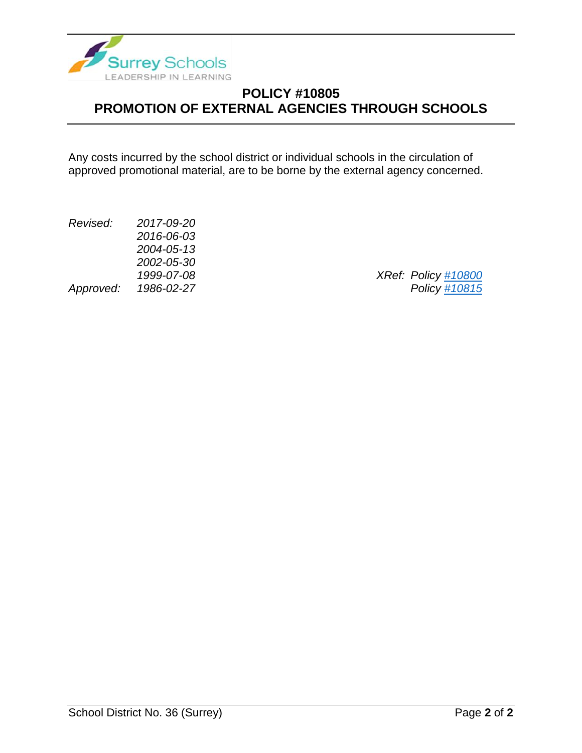# POLICY #10805
# PROMOTION OF EXTERNAL AGENCIES THROUGH SCHOOLS

Any costs incurred by the school district or individual schools in the circulation of approved promotional material, are to be borne by the external agency concerned.

| | |
|---|---|
| *Revised:* | *2017-09-20* |
| | *2016-06-03* |
| | *2004-05-13* |
| | *2002-05-30* |
| | *1999-07-08* |
| *Approved:* | *1986-02-27* |

*XRef: Policy #10800*
*Policy #10815*